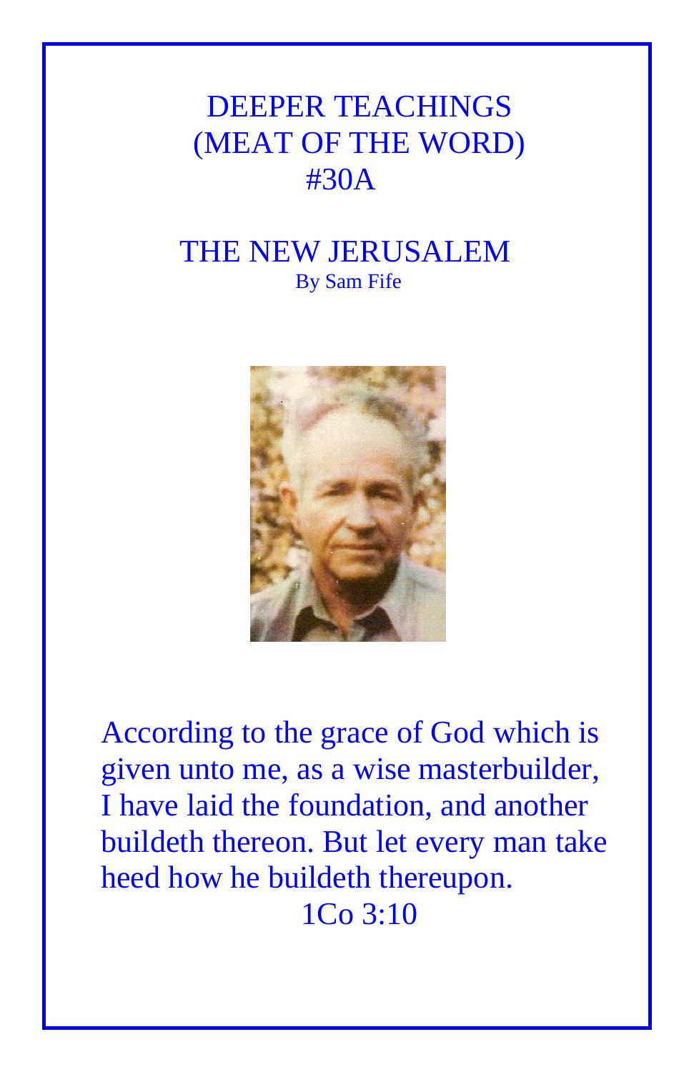# DEEPER TEACHINGS
# (MEAT OF THE WORD)
# #30A

## THE NEW JERUSALEM

By Sam Fife

According to the grace of God which is given unto me, as a wise masterbuilder, I have laid the foundation, and another buildeth thereon. But let every man take heed how he buildeth thereupon.

1Co 3:10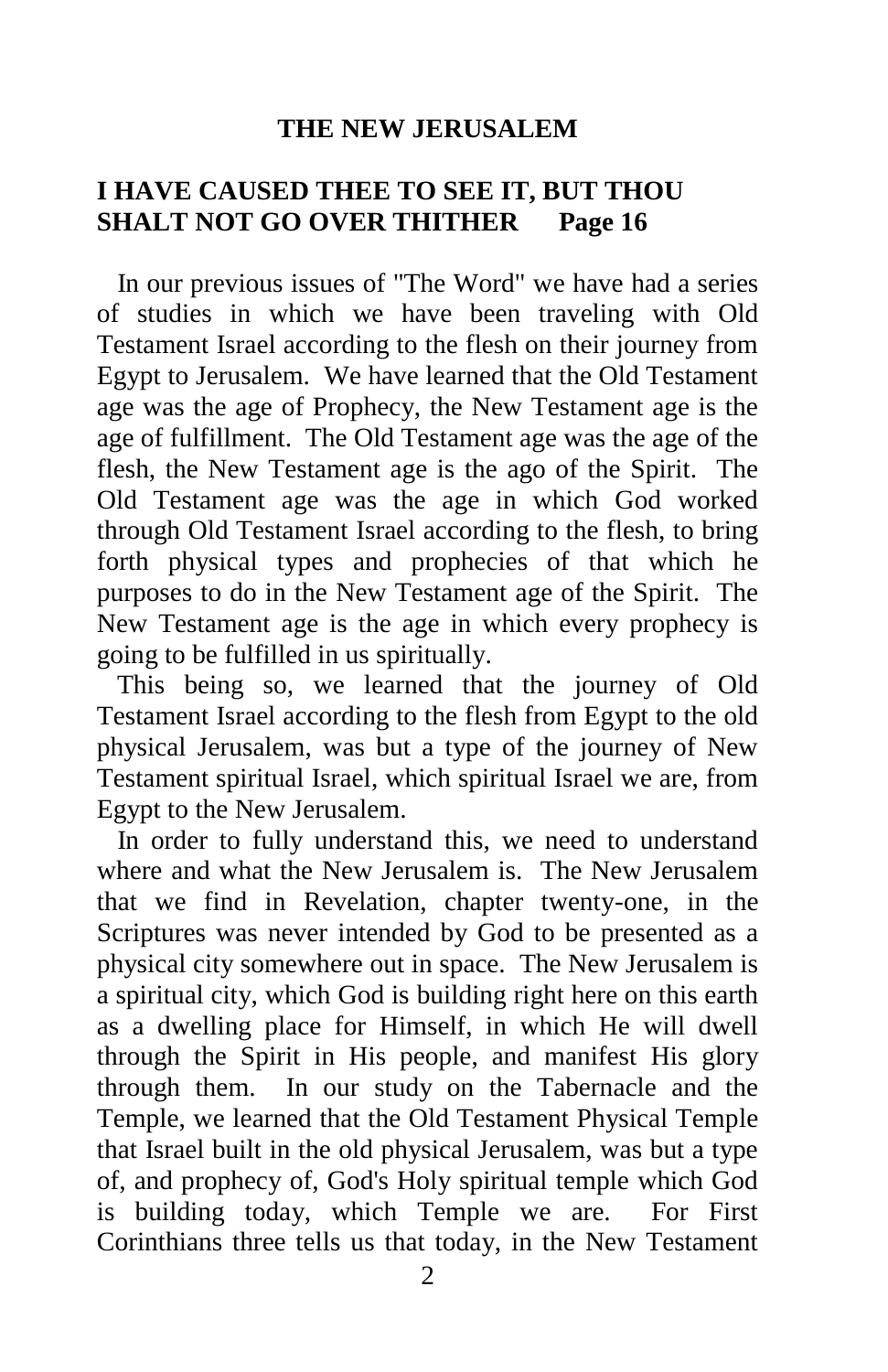## THE NEW JERUSALEM

### I HAVE CAUSED THEE TO SEE IT, BUT THOU SHALT NOT GO OVER THITHER Page 16

In our previous issues of "The Word" we have had a series of studies in which we have been traveling with Old Testament Israel according to the flesh on their journey from Egypt to Jerusalem. We have learned that the Old Testament age was the age of Prophecy, the New Testament age is the age of fulfillment. The Old Testament age was the age of the flesh, the New Testament age is the ago of the Spirit. The Old Testament age was the age in which God worked through Old Testament Israel according to the flesh, to bring forth physical types and prophecies of that which he purposes to do in the New Testament age of the Spirit. The New Testament age is the age in which every prophecy is going to be fulfilled in us spiritually.

This being so, we learned that the journey of Old Testament Israel according to the flesh from Egypt to the old physical Jerusalem, was but a type of the journey of New Testament spiritual Israel, which spiritual Israel we are, from Egypt to the New Jerusalem.

In order to fully understand this, we need to understand where and what the New Jerusalem is. The New Jerusalem that we find in Revelation, chapter twenty-one, in the Scriptures was never intended by God to be presented as a physical city somewhere out in space. The New Jerusalem is a spiritual city, which God is building right here on this earth as a dwelling place for Himself, in which He will dwell through the Spirit in His people, and manifest His glory through them. In our study on the Tabernacle and the Temple, we learned that the Old Testament Physical Temple that Israel built in the old physical Jerusalem, was but a type of, and prophecy of, God's Holy spiritual temple which God is building today, which Temple we are. For First Corinthians three tells us that today, in the New Testament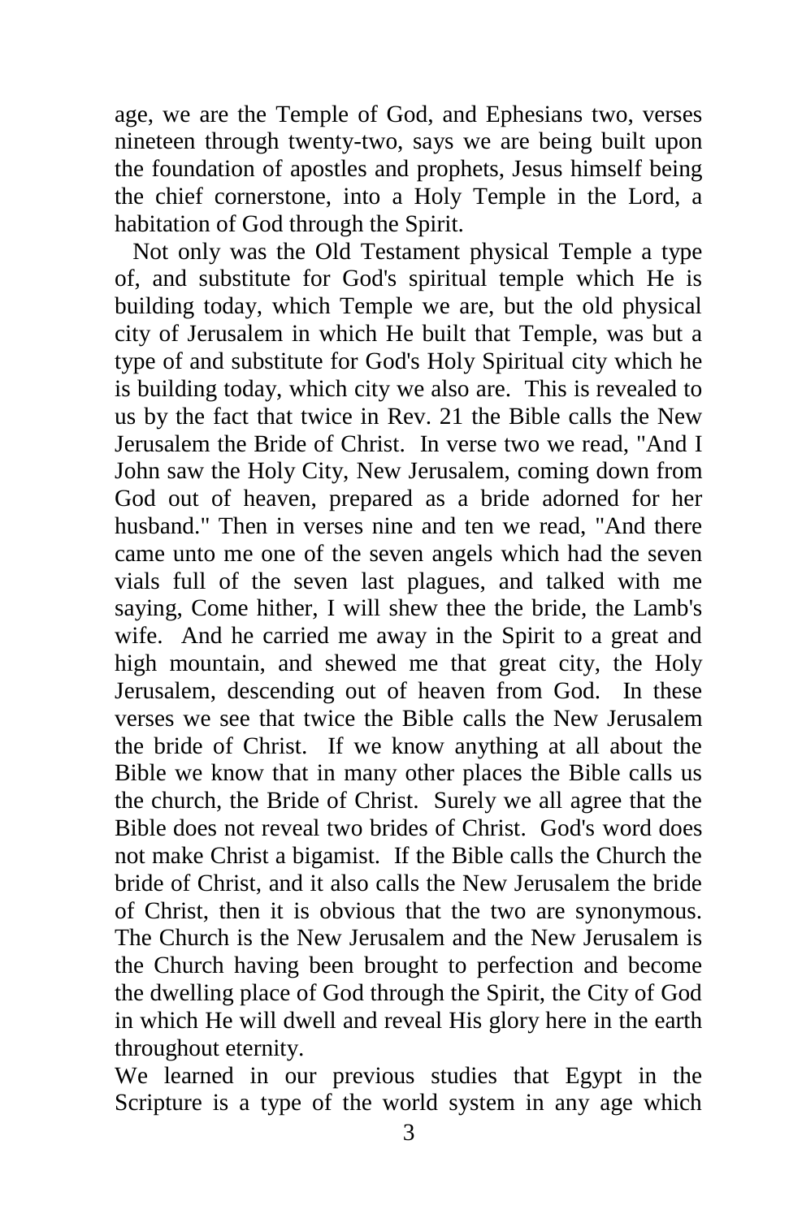age, we are the Temple of God, and Ephesians two, verses nineteen through twenty-two, says we are being built upon the foundation of apostles and prophets, Jesus himself being the chief cornerstone, into a Holy Temple in the Lord, a habitation of God through the Spirit.

Not only was the Old Testament physical Temple a type of, and substitute for God's spiritual temple which He is building today, which Temple we are, but the old physical city of Jerusalem in which He built that Temple, was but a type of and substitute for God's Holy Spiritual city which he is building today, which city we also are. This is revealed to us by the fact that twice in Rev. 21 the Bible calls the New Jerusalem the Bride of Christ. In verse two we read, "And I John saw the Holy City, New Jerusalem, coming down from God out of heaven, prepared as a bride adorned for her husband." Then in verses nine and ten we read, "And there came unto me one of the seven angels which had the seven vials full of the seven last plagues, and talked with me saying, Come hither, I will shew thee the bride, the Lamb's wife. And he carried me away in the Spirit to a great and high mountain, and shewed me that great city, the Holy Jerusalem, descending out of heaven from God. In these verses we see that twice the Bible calls the New Jerusalem the bride of Christ. If we know anything at all about the Bible we know that in many other places the Bible calls us the church, the Bride of Christ. Surely we all agree that the Bible does not reveal two brides of Christ. God's word does not make Christ a bigamist. If the Bible calls the Church the bride of Christ, and it also calls the New Jerusalem the bride of Christ, then it is obvious that the two are synonymous. The Church is the New Jerusalem and the New Jerusalem is the Church having been brought to perfection and become the dwelling place of God through the Spirit, the City of God in which He will dwell and reveal His glory here in the earth throughout eternity.

We learned in our previous studies that Egypt in the Scripture is a type of the world system in any age which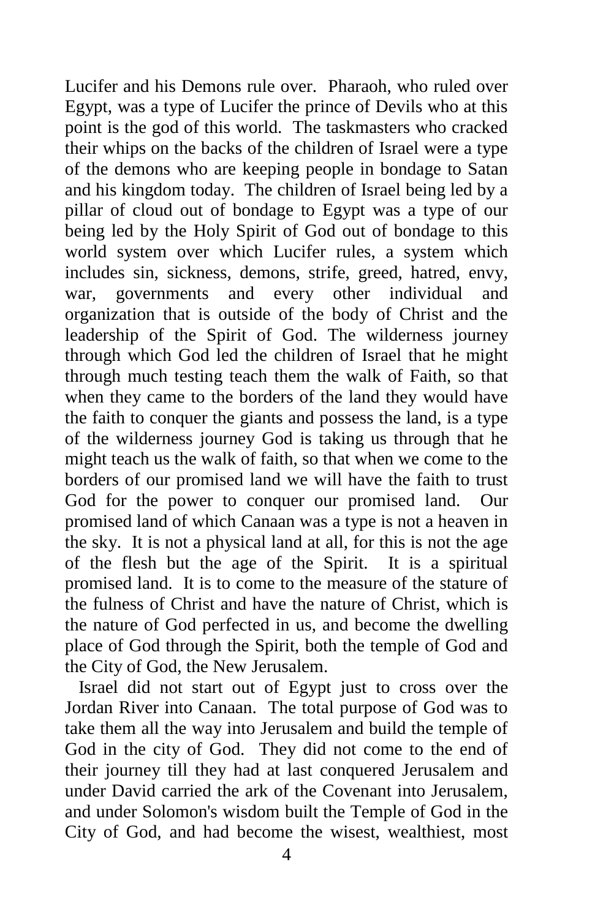Lucifer and his Demons rule over. Pharaoh, who ruled over Egypt, was a type of Lucifer the prince of Devils who at this point is the god of this world. The taskmasters who cracked their whips on the backs of the children of Israel were a type of the demons who are keeping people in bondage to Satan and his kingdom today. The children of Israel being led by a pillar of cloud out of bondage to Egypt was a type of our being led by the Holy Spirit of God out of bondage to this world system over which Lucifer rules, a system which includes sin, sickness, demons, strife, greed, hatred, envy, war, governments and every other individual and organization that is outside of the body of Christ and the leadership of the Spirit of God. The wilderness journey through which God led the children of Israel that he might through much testing teach them the walk of Faith, so that when they came to the borders of the land they would have the faith to conquer the giants and possess the land, is a type of the wilderness journey God is taking us through that he might teach us the walk of faith, so that when we come to the borders of our promised land we will have the faith to trust God for the power to conquer our promised land. Our promised land of which Canaan was a type is not a heaven in the sky. It is not a physical land at all, for this is not the age of the flesh but the age of the Spirit. It is a spiritual promised land. It is to come to the measure of the stature of the fulness of Christ and have the nature of Christ, which is the nature of God perfected in us, and become the dwelling place of God through the Spirit, both the temple of God and the City of God, the New Jerusalem.

Israel did not start out of Egypt just to cross over the Jordan River into Canaan. The total purpose of God was to take them all the way into Jerusalem and build the temple of God in the city of God. They did not come to the end of their journey till they had at last conquered Jerusalem and under David carried the ark of the Covenant into Jerusalem, and under Solomon's wisdom built the Temple of God in the City of God, and had become the wisest, wealthiest, most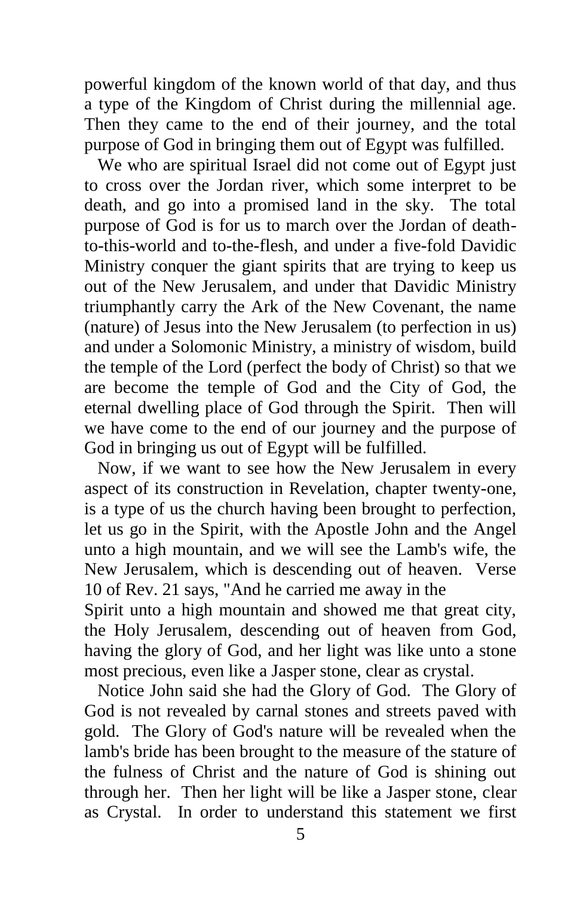powerful kingdom of the known world of that day, and thus a type of the Kingdom of Christ during the millennial age. Then they came to the end of their journey, and the total purpose of God in bringing them out of Egypt was fulfilled.

We who are spiritual Israel did not come out of Egypt just to cross over the Jordan river, which some interpret to be death, and go into a promised land in the sky. The total purpose of God is for us to march over the Jordan of death-to-this-world and to-the-flesh, and under a five-fold Davidic Ministry conquer the giant spirits that are trying to keep us out of the New Jerusalem, and under that Davidic Ministry triumphantly carry the Ark of the New Covenant, the name (nature) of Jesus into the New Jerusalem (to perfection in us) and under a Solomonic Ministry, a ministry of wisdom, build the temple of the Lord (perfect the body of Christ) so that we are become the temple of God and the City of God, the eternal dwelling place of God through the Spirit. Then will we have come to the end of our journey and the purpose of God in bringing us out of Egypt will be fulfilled.

Now, if we want to see how the New Jerusalem in every aspect of its construction in Revelation, chapter twenty-one, is a type of us the church having been brought to perfection, let us go in the Spirit, with the Apostle John and the Angel unto a high mountain, and we will see the Lamb's wife, the New Jerusalem, which is descending out of heaven. Verse 10 of Rev. 21 says, "And he carried me away in the Spirit unto a high mountain and showed me that great city, the Holy Jerusalem, descending out of heaven from God, having the glory of God, and her light was like unto a stone most precious, even like a Jasper stone, clear as crystal.

Notice John said she had the Glory of God. The Glory of God is not revealed by carnal stones and streets paved with gold. The Glory of God's nature will be revealed when the lamb's bride has been brought to the measure of the stature of the fulness of Christ and the nature of God is shining out through her. Then her light will be like a Jasper stone, clear as Crystal. In order to understand this statement we first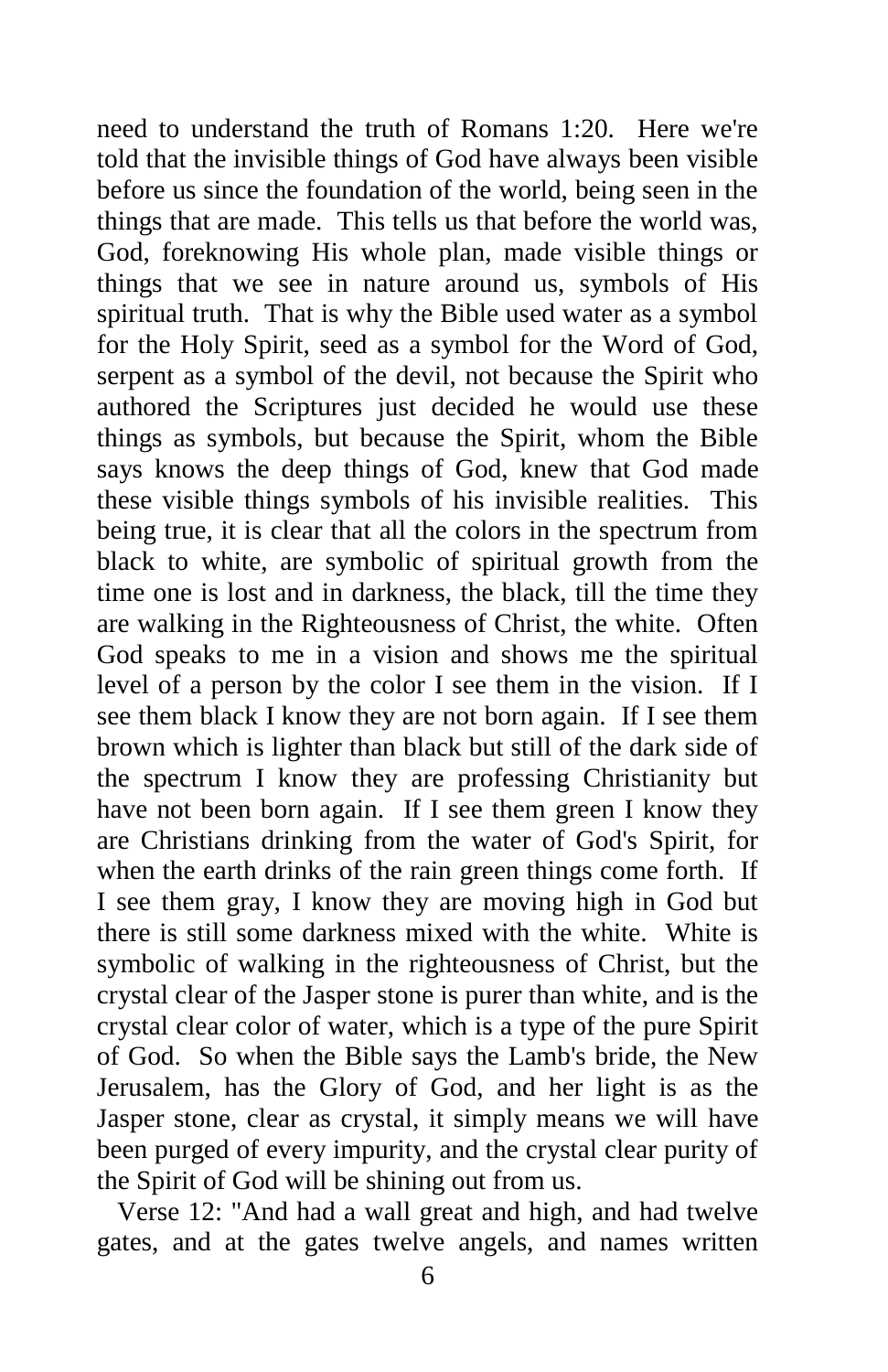need to understand the truth of Romans 1:20. Here we're told that the invisible things of God have always been visible before us since the foundation of the world, being seen in the things that are made. This tells us that before the world was, God, foreknowing His whole plan, made visible things or things that we see in nature around us, symbols of His spiritual truth. That is why the Bible used water as a symbol for the Holy Spirit, seed as a symbol for the Word of God, serpent as a symbol of the devil, not because the Spirit who authored the Scriptures just decided he would use these things as symbols, but because the Spirit, whom the Bible says knows the deep things of God, knew that God made these visible things symbols of his invisible realities. This being true, it is clear that all the colors in the spectrum from black to white, are symbolic of spiritual growth from the time one is lost and in darkness, the black, till the time they are walking in the Righteousness of Christ, the white. Often God speaks to me in a vision and shows me the spiritual level of a person by the color I see them in the vision. If I see them black I know they are not born again. If I see them brown which is lighter than black but still of the dark side of the spectrum I know they are professing Christianity but have not been born again. If I see them green I know they are Christians drinking from the water of God's Spirit, for when the earth drinks of the rain green things come forth. If I see them gray, I know they are moving high in God but there is still some darkness mixed with the white. White is symbolic of walking in the righteousness of Christ, but the crystal clear of the Jasper stone is purer than white, and is the crystal clear color of water, which is a type of the pure Spirit of God. So when the Bible says the Lamb's bride, the New Jerusalem, has the Glory of God, and her light is as the Jasper stone, clear as crystal, it simply means we will have been purged of every impurity, and the crystal clear purity of the Spirit of God will be shining out from us.

Verse 12: "And had a wall great and high, and had twelve gates, and at the gates twelve angels, and names written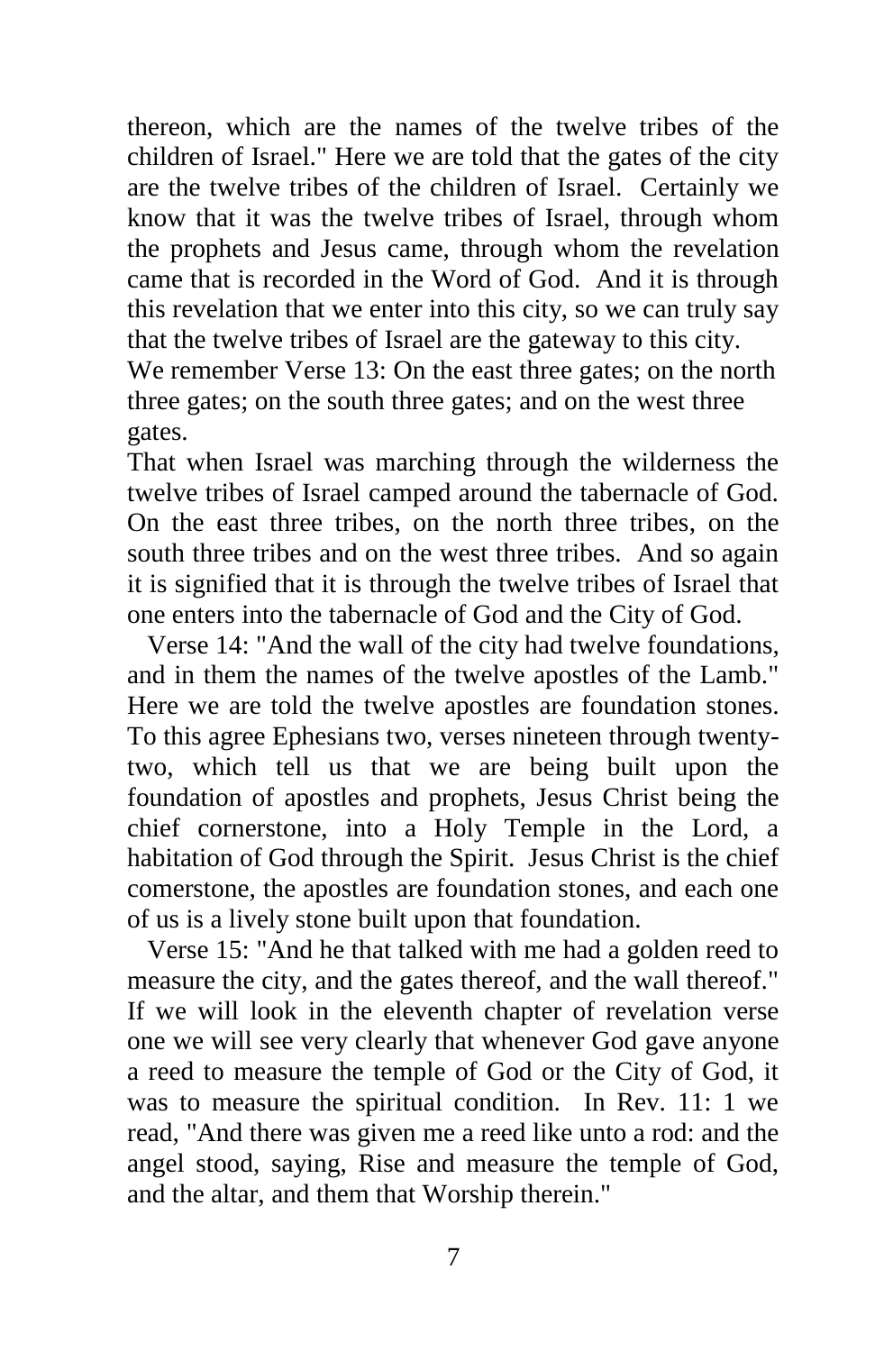thereon, which are the names of the twelve tribes of the children of Israel." Here we are told that the gates of the city are the twelve tribes of the children of Israel. Certainly we know that it was the twelve tribes of Israel, through whom the prophets and Jesus came, through whom the revelation came that is recorded in the Word of God. And it is through this revelation that we enter into this city, so we can truly say that the twelve tribes of Israel are the gateway to this city.

We remember Verse 13: On the east three gates; on the north three gates; on the south three gates; and on the west three gates.

That when Israel was marching through the wilderness the twelve tribes of Israel camped around the tabernacle of God. On the east three tribes, on the north three tribes, on the south three tribes and on the west three tribes. And so again it is signified that it is through the twelve tribes of Israel that one enters into the tabernacle of God and the City of God.

Verse 14: "And the wall of the city had twelve foundations, and in them the names of the twelve apostles of the Lamb." Here we are told the twelve apostles are foundation stones. To this agree Ephesians two, verses nineteen through twenty-two, which tell us that we are being built upon the foundation of apostles and prophets, Jesus Christ being the chief cornerstone, into a Holy Temple in the Lord, a habitation of God through the Spirit. Jesus Christ is the chief comerstone, the apostles are foundation stones, and each one of us is a lively stone built upon that foundation.

Verse 15: "And he that talked with me had a golden reed to measure the city, and the gates thereof, and the wall thereof." If we will look in the eleventh chapter of revelation verse one we will see very clearly that whenever God gave anyone a reed to measure the temple of God or the City of God, it was to measure the spiritual condition. In Rev. 11: 1 we read, "And there was given me a reed like unto a rod: and the angel stood, saying, Rise and measure the temple of God, and the altar, and them that Worship therein."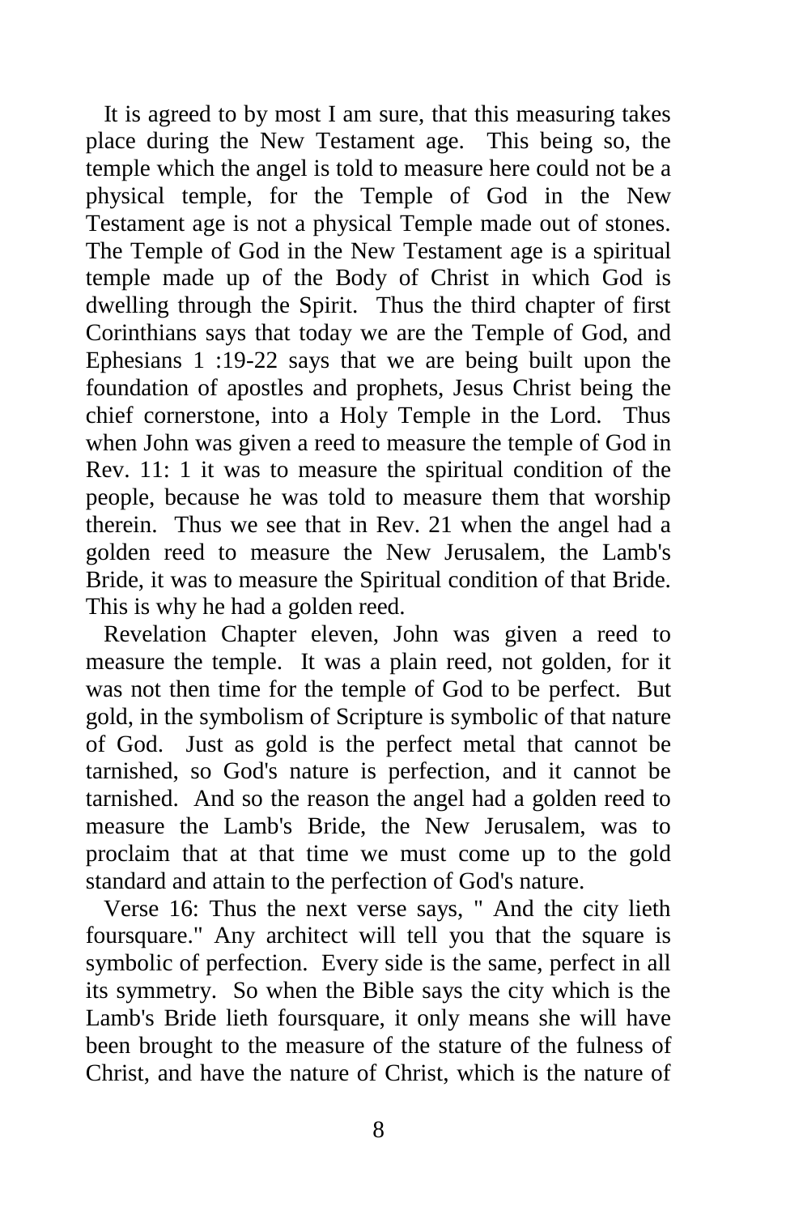It is agreed to by most I am sure, that this measuring takes place during the New Testament age. This being so, the temple which the angel is told to measure here could not be a physical temple, for the Temple of God in the New Testament age is not a physical Temple made out of stones. The Temple of God in the New Testament age is a spiritual temple made up of the Body of Christ in which God is dwelling through the Spirit. Thus the third chapter of first Corinthians says that today we are the Temple of God, and Ephesians 1 :19-22 says that we are being built upon the foundation of apostles and prophets, Jesus Christ being the chief cornerstone, into a Holy Temple in the Lord. Thus when John was given a reed to measure the temple of God in Rev. 11: 1 it was to measure the spiritual condition of the people, because he was told to measure them that worship therein. Thus we see that in Rev. 21 when the angel had a golden reed to measure the New Jerusalem, the Lamb's Bride, it was to measure the Spiritual condition of that Bride. This is why he had a golden reed.

Revelation Chapter eleven, John was given a reed to measure the temple. It was a plain reed, not golden, for it was not then time for the temple of God to be perfect. But gold, in the symbolism of Scripture is symbolic of that nature of God. Just as gold is the perfect metal that cannot be tarnished, so God's nature is perfection, and it cannot be tarnished. And so the reason the angel had a golden reed to measure the Lamb's Bride, the New Jerusalem, was to proclaim that at that time we must come up to the gold standard and attain to the perfection of God's nature.

Verse 16: Thus the next verse says, " And the city lieth foursquare." Any architect will tell you that the square is symbolic of perfection. Every side is the same, perfect in all its symmetry. So when the Bible says the city which is the Lamb's Bride lieth foursquare, it only means she will have been brought to the measure of the stature of the fulness of Christ, and have the nature of Christ, which is the nature of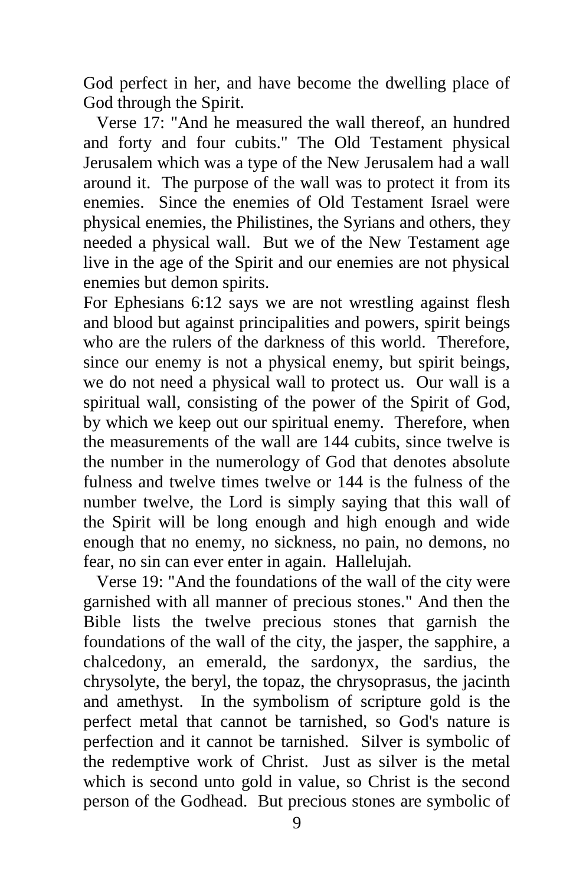God perfect in her, and have become the dwelling place of God through the Spirit.

Verse 17: "And he measured the wall thereof, an hundred and forty and four cubits." The Old Testament physical Jerusalem which was a type of the New Jerusalem had a wall around it. The purpose of the wall was to protect it from its enemies. Since the enemies of Old Testament Israel were physical enemies, the Philistines, the Syrians and others, they needed a physical wall. But we of the New Testament age live in the age of the Spirit and our enemies are not physical enemies but demon spirits.

For Ephesians 6:12 says we are not wrestling against flesh and blood but against principalities and powers, spirit beings who are the rulers of the darkness of this world. Therefore, since our enemy is not a physical enemy, but spirit beings, we do not need a physical wall to protect us. Our wall is a spiritual wall, consisting of the power of the Spirit of God, by which we keep out our spiritual enemy. Therefore, when the measurements of the wall are 144 cubits, since twelve is the number in the numerology of God that denotes absolute fulness and twelve times twelve or 144 is the fulness of the number twelve, the Lord is simply saying that this wall of the Spirit will be long enough and high enough and wide enough that no enemy, no sickness, no pain, no demons, no fear, no sin can ever enter in again. Hallelujah.

Verse 19: "And the foundations of the wall of the city were garnished with all manner of precious stones." And then the Bible lists the twelve precious stones that garnish the foundations of the wall of the city, the jasper, the sapphire, a chalcedony, an emerald, the sardonyx, the sardius, the chrysolyte, the beryl, the topaz, the chrysoprasus, the jacinth and amethyst. In the symbolism of scripture gold is the perfect metal that cannot be tarnished, so God's nature is perfection and it cannot be tarnished. Silver is symbolic of the redemptive work of Christ. Just as silver is the metal which is second unto gold in value, so Christ is the second person of the Godhead. But precious stones are symbolic of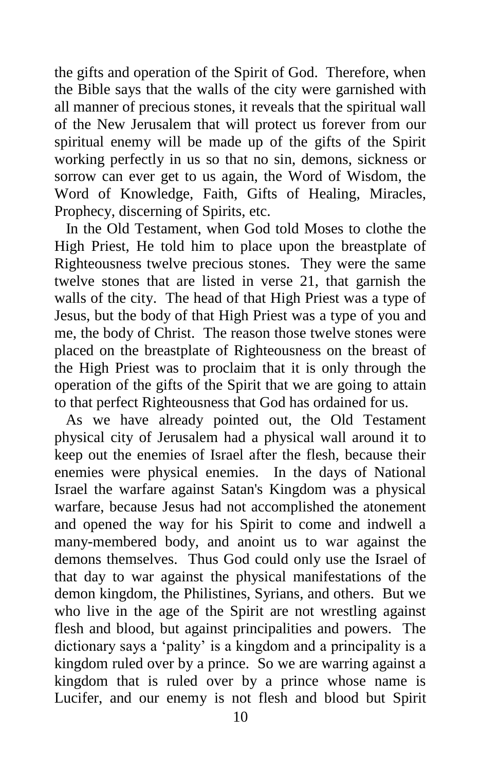the gifts and operation of the Spirit of God. Therefore, when the Bible says that the walls of the city were garnished with all manner of precious stones, it reveals that the spiritual wall of the New Jerusalem that will protect us forever from our spiritual enemy will be made up of the gifts of the Spirit working perfectly in us so that no sin, demons, sickness or sorrow can ever get to us again, the Word of Wisdom, the Word of Knowledge, Faith, Gifts of Healing, Miracles, Prophecy, discerning of Spirits, etc.

In the Old Testament, when God told Moses to clothe the High Priest, He told him to place upon the breastplate of Righteousness twelve precious stones. They were the same twelve stones that are listed in verse 21, that garnish the walls of the city. The head of that High Priest was a type of Jesus, but the body of that High Priest was a type of you and me, the body of Christ. The reason those twelve stones were placed on the breastplate of Righteousness on the breast of the High Priest was to proclaim that it is only through the operation of the gifts of the Spirit that we are going to attain to that perfect Righteousness that God has ordained for us.

As we have already pointed out, the Old Testament physical city of Jerusalem had a physical wall around it to keep out the enemies of Israel after the flesh, because their enemies were physical enemies. In the days of National Israel the warfare against Satan's Kingdom was a physical warfare, because Jesus had not accomplished the atonement and opened the way for his Spirit to come and indwell a many-membered body, and anoint us to war against the demons themselves. Thus God could only use the Israel of that day to war against the physical manifestations of the demon kingdom, the Philistines, Syrians, and others. But we who live in the age of the Spirit are not wrestling against flesh and blood, but against principalities and powers. The dictionary says a 'pality' is a kingdom and a principality is a kingdom ruled over by a prince. So we are warring against a kingdom that is ruled over by a prince whose name is Lucifer, and our enemy is not flesh and blood but Spirit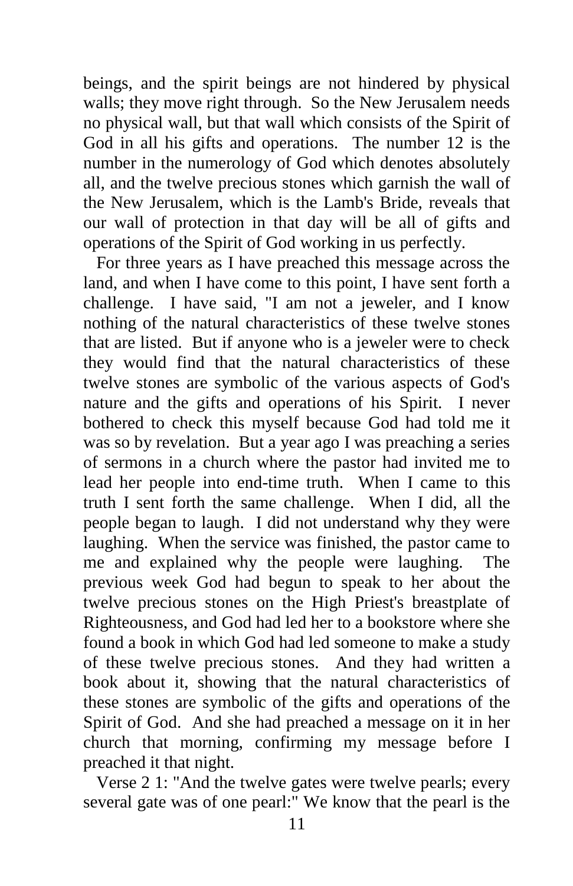beings, and the spirit beings are not hindered by physical walls; they move right through. So the New Jerusalem needs no physical wall, but that wall which consists of the Spirit of God in all his gifts and operations. The number 12 is the number in the numerology of God which denotes absolutely all, and the twelve precious stones which garnish the wall of the New Jerusalem, which is the Lamb's Bride, reveals that our wall of protection in that day will be all of gifts and operations of the Spirit of God working in us perfectly.

For three years as I have preached this message across the land, and when I have come to this point, I have sent forth a challenge. I have said, "I am not a jeweler, and I know nothing of the natural characteristics of these twelve stones that are listed. But if anyone who is a jeweler were to check they would find that the natural characteristics of these twelve stones are symbolic of the various aspects of God's nature and the gifts and operations of his Spirit. I never bothered to check this myself because God had told me it was so by revelation. But a year ago I was preaching a series of sermons in a church where the pastor had invited me to lead her people into end-time truth. When I came to this truth I sent forth the same challenge. When I did, all the people began to laugh. I did not understand why they were laughing. When the service was finished, the pastor came to me and explained why the people were laughing. The previous week God had begun to speak to her about the twelve precious stones on the High Priest's breastplate of Righteousness, and God had led her to a bookstore where she found a book in which God had led someone to make a study of these twelve precious stones. And they had written a book about it, showing that the natural characteristics of these stones are symbolic of the gifts and operations of the Spirit of God. And she had preached a message on it in her church that morning, confirming my message before I preached it that night.

Verse 2 1: "And the twelve gates were twelve pearls; every several gate was of one pearl:" We know that the pearl is the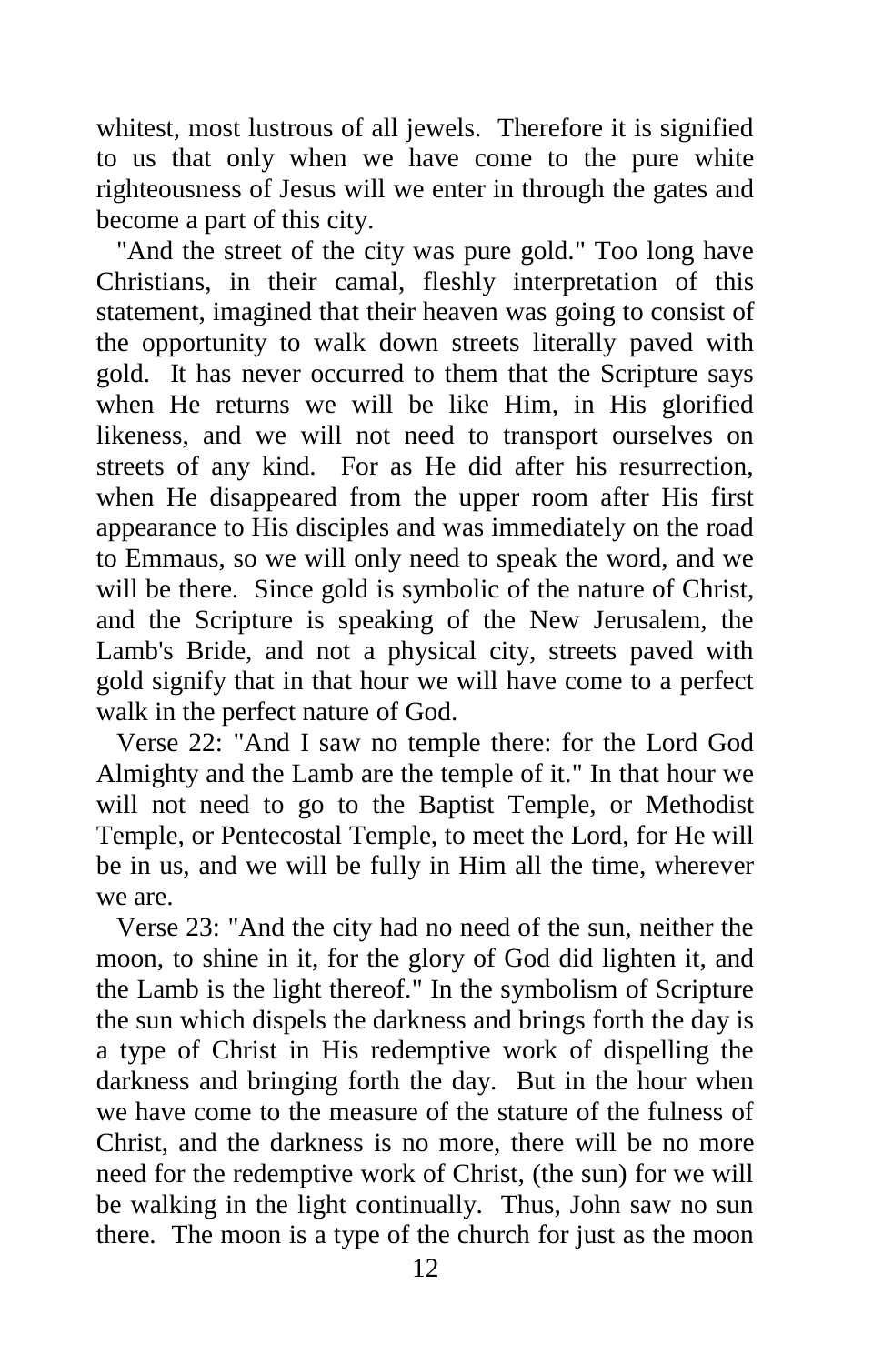whitest, most lustrous of all jewels. Therefore it is signified to us that only when we have come to the pure white righteousness of Jesus will we enter in through the gates and become a part of this city.

"And the street of the city was pure gold." Too long have Christians, in their camal, fleshly interpretation of this statement, imagined that their heaven was going to consist of the opportunity to walk down streets literally paved with gold. It has never occurred to them that the Scripture says when He returns we will be like Him, in His glorified likeness, and we will not need to transport ourselves on streets of any kind. For as He did after his resurrection, when He disappeared from the upper room after His first appearance to His disciples and was immediately on the road to Emmaus, so we will only need to speak the word, and we will be there. Since gold is symbolic of the nature of Christ, and the Scripture is speaking of the New Jerusalem, the Lamb's Bride, and not a physical city, streets paved with gold signify that in that hour we will have come to a perfect walk in the perfect nature of God.

Verse 22: "And I saw no temple there: for the Lord God Almighty and the Lamb are the temple of it." In that hour we will not need to go to the Baptist Temple, or Methodist Temple, or Pentecostal Temple, to meet the Lord, for He will be in us, and we will be fully in Him all the time, wherever we are.

Verse 23: "And the city had no need of the sun, neither the moon, to shine in it, for the glory of God did lighten it, and the Lamb is the light thereof." In the symbolism of Scripture the sun which dispels the darkness and brings forth the day is a type of Christ in His redemptive work of dispelling the darkness and bringing forth the day. But in the hour when we have come to the measure of the stature of the fulness of Christ, and the darkness is no more, there will be no more need for the redemptive work of Christ, (the sun) for we will be walking in the light continually. Thus, John saw no sun there. The moon is a type of the church for just as the moon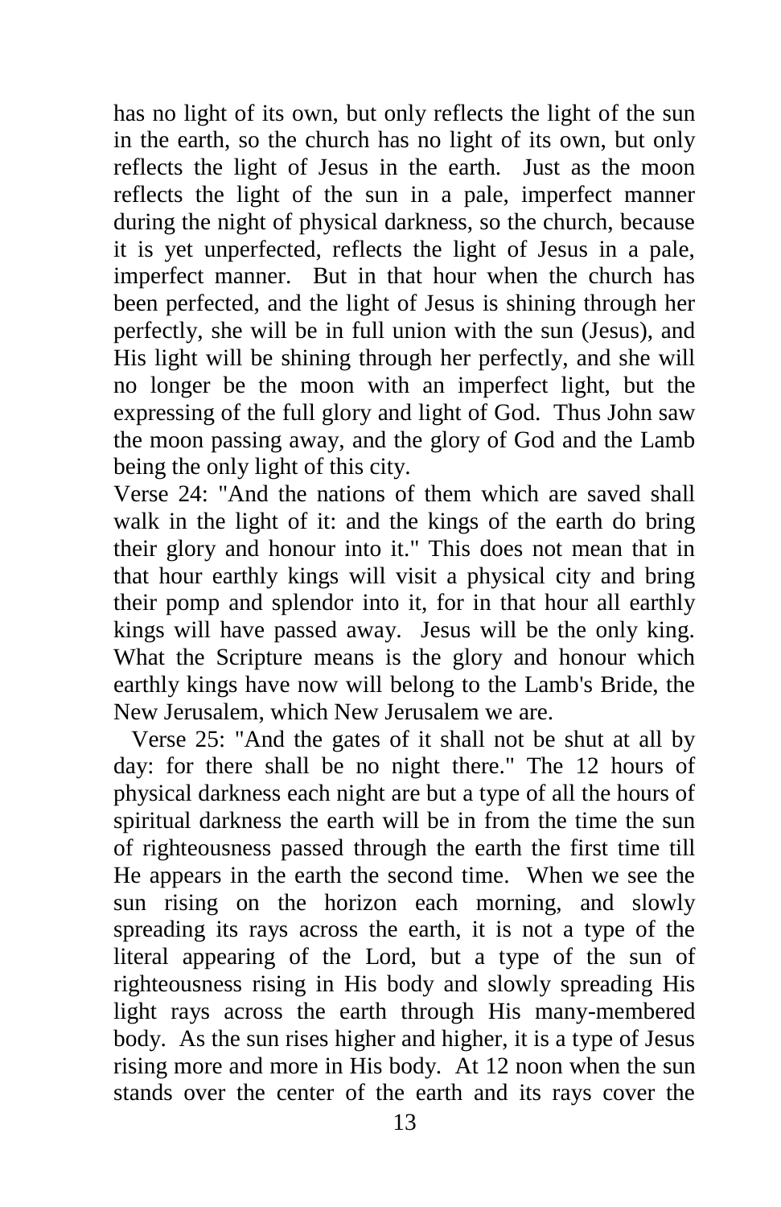has no light of its own, but only reflects the light of the sun in the earth, so the church has no light of its own, but only reflects the light of Jesus in the earth. Just as the moon reflects the light of the sun in a pale, imperfect manner during the night of physical darkness, so the church, because it is yet unperfected, reflects the light of Jesus in a pale, imperfect manner. But in that hour when the church has been perfected, and the light of Jesus is shining through her perfectly, she will be in full union with the sun (Jesus), and His light will be shining through her perfectly, and she will no longer be the moon with an imperfect light, but the expressing of the full glory and light of God. Thus John saw the moon passing away, and the glory of God and the Lamb being the only light of this city.

Verse 24: "And the nations of them which are saved shall walk in the light of it: and the kings of the earth do bring their glory and honour into it." This does not mean that in that hour earthly kings will visit a physical city and bring their pomp and splendor into it, for in that hour all earthly kings will have passed away. Jesus will be the only king. What the Scripture means is the glory and honour which earthly kings have now will belong to the Lamb's Bride, the New Jerusalem, which New Jerusalem we are.

Verse 25: "And the gates of it shall not be shut at all by day: for there shall be no night there." The 12 hours of physical darkness each night are but a type of all the hours of spiritual darkness the earth will be in from the time the sun of righteousness passed through the earth the first time till He appears in the earth the second time. When we see the sun rising on the horizon each morning, and slowly spreading its rays across the earth, it is not a type of the literal appearing of the Lord, but a type of the sun of righteousness rising in His body and slowly spreading His light rays across the earth through His many-membered body. As the sun rises higher and higher, it is a type of Jesus rising more and more in His body. At 12 noon when the sun stands over the center of the earth and its rays cover the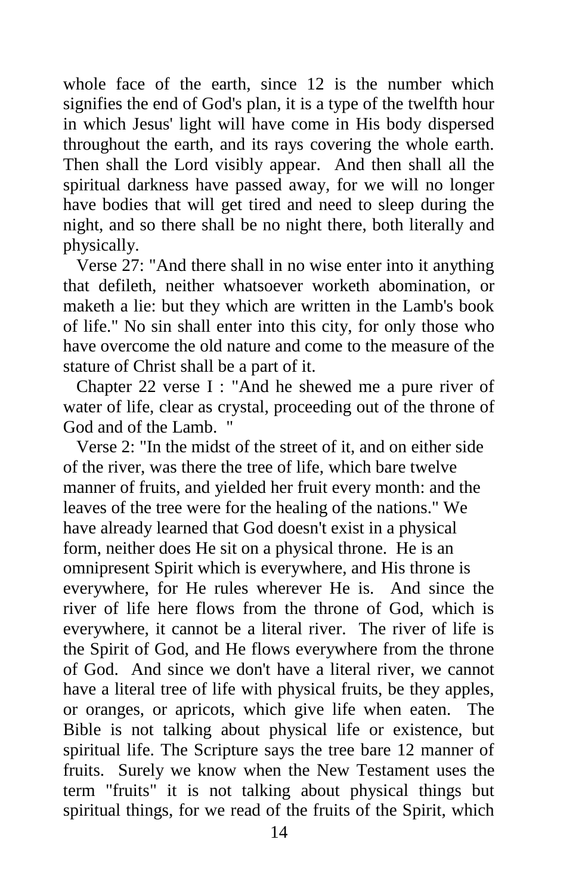whole face of the earth, since 12 is the number which signifies the end of God's plan, it is a type of the twelfth hour in which Jesus' light will have come in His body dispersed throughout the earth, and its rays covering the whole earth. Then shall the Lord visibly appear. And then shall all the spiritual darkness have passed away, for we will no longer have bodies that will get tired and need to sleep during the night, and so there shall be no night there, both literally and physically.

Verse 27: "And there shall in no wise enter into it anything that defileth, neither whatsoever worketh abomination, or maketh a lie: but they which are written in the Lamb's book of life." No sin shall enter into this city, for only those who have overcome the old nature and come to the measure of the stature of Christ shall be a part of it.

Chapter 22 verse I : "And he shewed me a pure river of water of life, clear as crystal, proceeding out of the throne of God and of the Lamb. "

Verse 2: "In the midst of the street of it, and on either side of the river, was there the tree of life, which bare twelve manner of fruits, and yielded her fruit every month: and the leaves of the tree were for the healing of the nations." We have already learned that God doesn't exist in a physical form, neither does He sit on a physical throne. He is an omnipresent Spirit which is everywhere, and His throne is everywhere, for He rules wherever He is. And since the river of life here flows from the throne of God, which is everywhere, it cannot be a literal river. The river of life is the Spirit of God, and He flows everywhere from the throne of God. And since we don't have a literal river, we cannot have a literal tree of life with physical fruits, be they apples, or oranges, or apricots, which give life when eaten. The Bible is not talking about physical life or existence, but spiritual life. The Scripture says the tree bare 12 manner of fruits. Surely we know when the New Testament uses the term "fruits" it is not talking about physical things but spiritual things, for we read of the fruits of the Spirit, which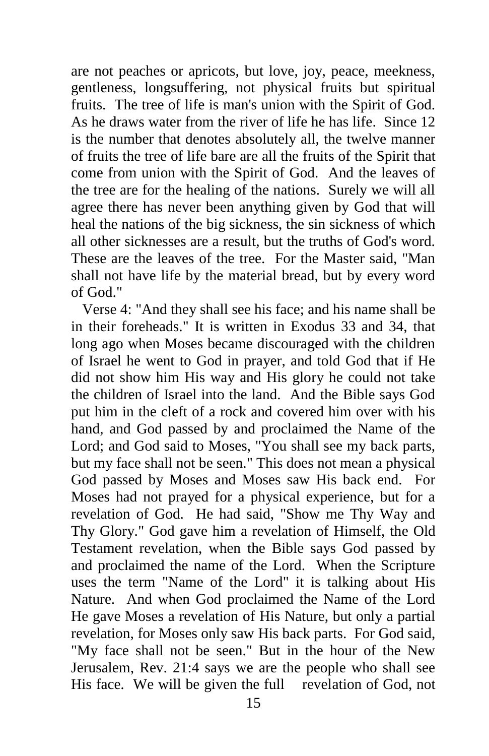are not peaches or apricots, but love, joy, peace, meekness, gentleness, longsuffering, not physical fruits but spiritual fruits. The tree of life is man's union with the Spirit of God. As he draws water from the river of life he has life. Since 12 is the number that denotes absolutely all, the twelve manner of fruits the tree of life bare are all the fruits of the Spirit that come from union with the Spirit of God. And the leaves of the tree are for the healing of the nations. Surely we will all agree there has never been anything given by God that will heal the nations of the big sickness, the sin sickness of which all other sicknesses are a result, but the truths of God's word. These are the leaves of the tree. For the Master said, "Man shall not have life by the material bread, but by every word of God."

Verse 4: "And they shall see his face; and his name shall be in their foreheads." It is written in Exodus 33 and 34, that long ago when Moses became discouraged with the children of Israel he went to God in prayer, and told God that if He did not show him His way and His glory he could not take the children of Israel into the land. And the Bible says God put him in the cleft of a rock and covered him over with his hand, and God passed by and proclaimed the Name of the Lord; and God said to Moses, "You shall see my back parts, but my face shall not be seen." This does not mean a physical God passed by Moses and Moses saw His back end. For Moses had not prayed for a physical experience, but for a revelation of God. He had said, "Show me Thy Way and Thy Glory." God gave him a revelation of Himself, the Old Testament revelation, when the Bible says God passed by and proclaimed the name of the Lord. When the Scripture uses the term "Name of the Lord" it is talking about His Nature. And when God proclaimed the Name of the Lord He gave Moses a revelation of His Nature, but only a partial revelation, for Moses only saw His back parts. For God said, "My face shall not be seen." But in the hour of the New Jerusalem, Rev. 21:4 says we are the people who shall see His face. We will be given the full revelation of God, not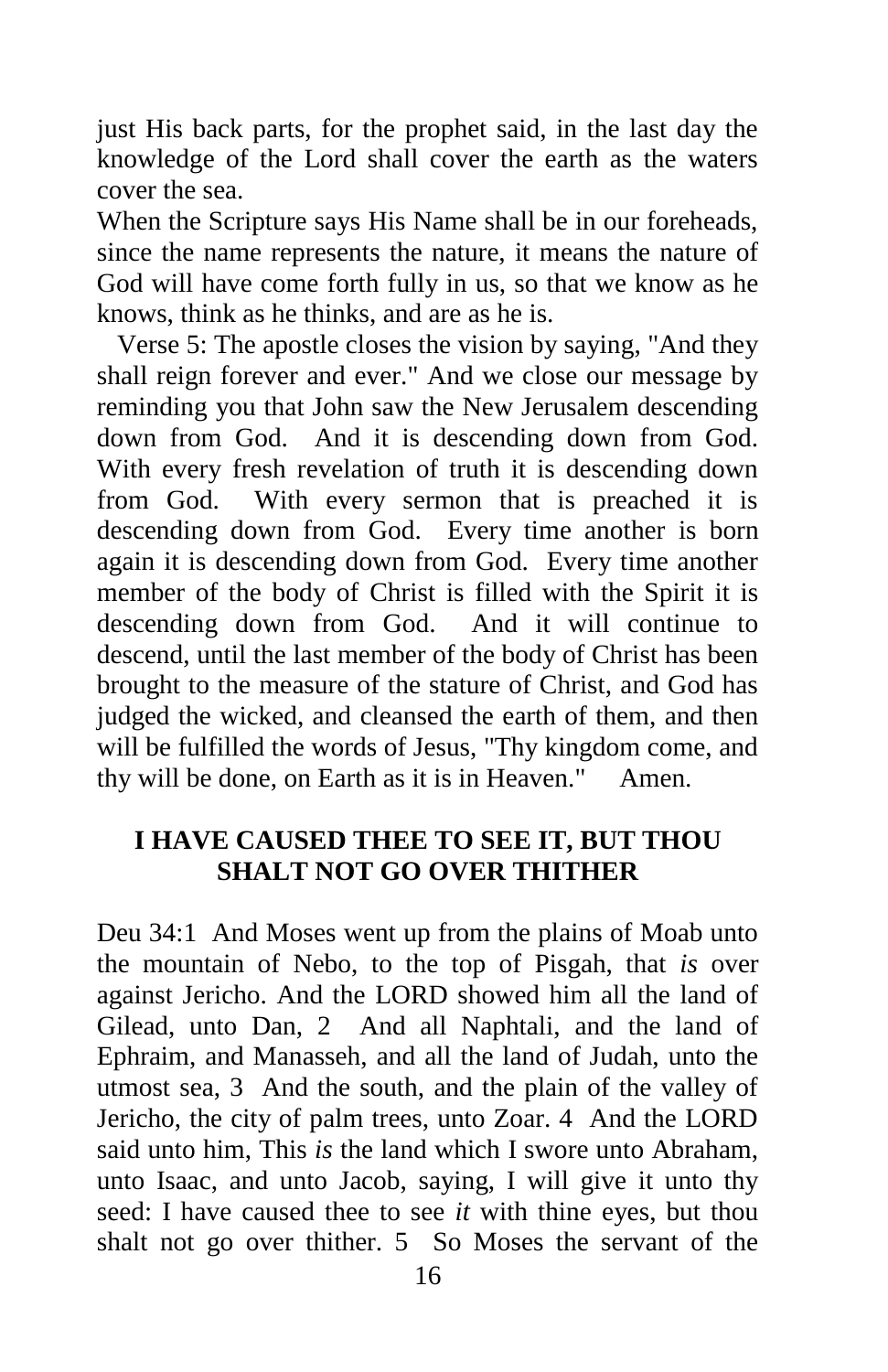just His back parts, for the prophet said, in the last day the knowledge of the Lord shall cover the earth as the waters cover the sea.

When the Scripture says His Name shall be in our foreheads, since the name represents the nature, it means the nature of God will have come forth fully in us, so that we know as he knows, think as he thinks, and are as he is.

Verse 5: The apostle closes the vision by saying, "And they shall reign forever and ever." And we close our message by reminding you that John saw the New Jerusalem descending down from God. And it is descending down from God. With every fresh revelation of truth it is descending down from God. With every sermon that is preached it is descending down from God. Every time another is born again it is descending down from God. Every time another member of the body of Christ is filled with the Spirit it is descending down from God. And it will continue to descend, until the last member of the body of Christ has been brought to the measure of the stature of Christ, and God has judged the wicked, and cleansed the earth of them, and then will be fulfilled the words of Jesus, "Thy kingdom come, and thy will be done, on Earth as it is in Heaven." Amen.

## I HAVE CAUSED THEE TO SEE IT, BUT THOU SHALT NOT GO OVER THITHER

Deu 34:1 And Moses went up from the plains of Moab unto the mountain of Nebo, to the top of Pisgah, that *is* over against Jericho. And the LORD showed him all the land of Gilead, unto Dan, 2 And all Naphtali, and the land of Ephraim, and Manasseh, and all the land of Judah, unto the utmost sea, 3 And the south, and the plain of the valley of Jericho, the city of palm trees, unto Zoar. 4 And the LORD said unto him, This *is* the land which I swore unto Abraham, unto Isaac, and unto Jacob, saying, I will give it unto thy seed: I have caused thee to see *it* with thine eyes, but thou shalt not go over thither. 5 So Moses the servant of the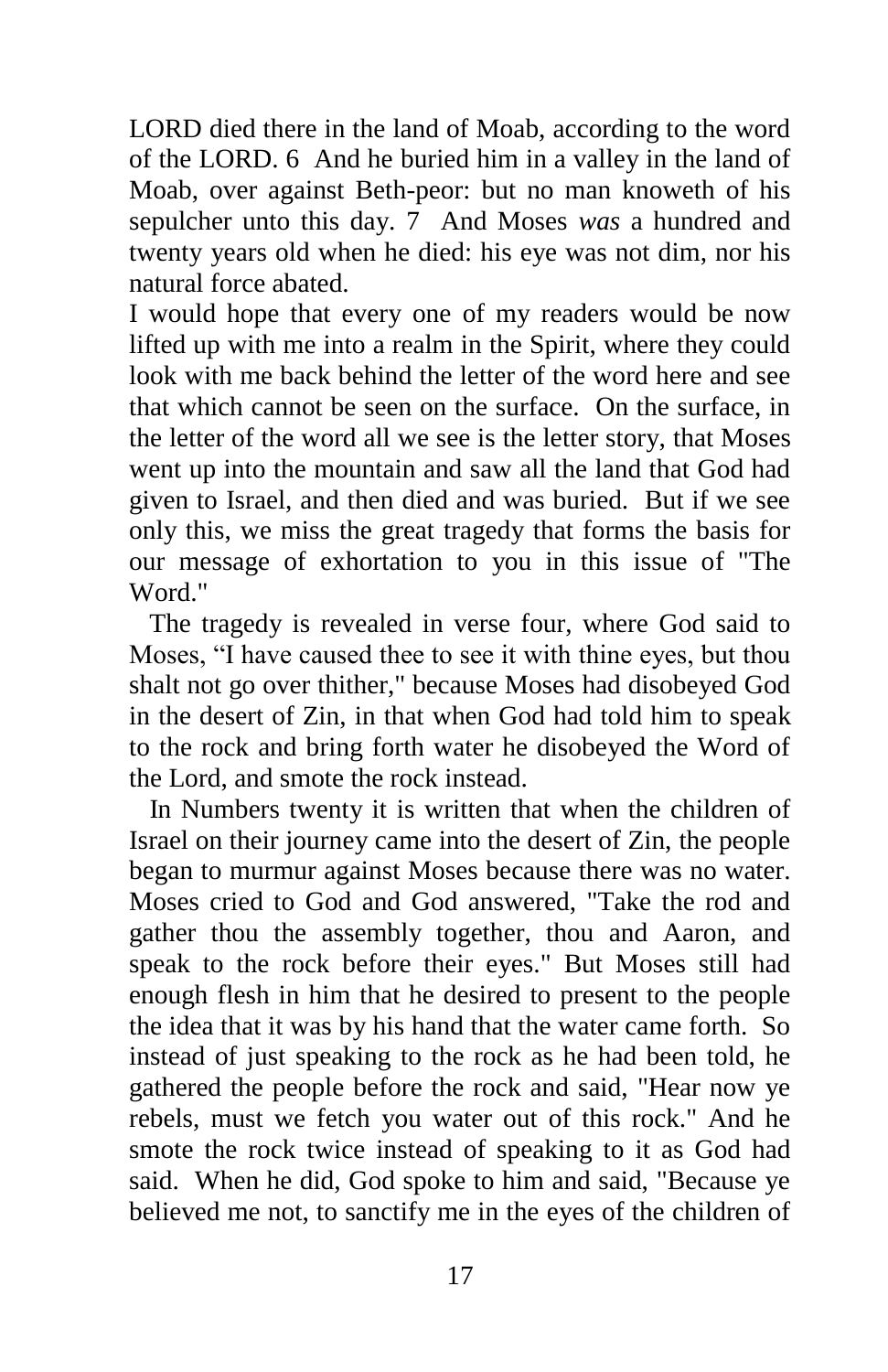LORD died there in the land of Moab, according to the word of the LORD. 6 And he buried him in a valley in the land of Moab, over against Beth-peor: but no man knoweth of his sepulcher unto this day. 7 And Moses *was* a hundred and twenty years old when he died: his eye was not dim, nor his natural force abated.

I would hope that every one of my readers would be now lifted up with me into a realm in the Spirit, where they could look with me back behind the letter of the word here and see that which cannot be seen on the surface. On the surface, in the letter of the word all we see is the letter story, that Moses went up into the mountain and saw all the land that God had given to Israel, and then died and was buried. But if we see only this, we miss the great tragedy that forms the basis for our message of exhortation to you in this issue of "The Word."

The tragedy is revealed in verse four, where God said to Moses, "I have caused thee to see it with thine eyes, but thou shalt not go over thither," because Moses had disobeyed God in the desert of Zin, in that when God had told him to speak to the rock and bring forth water he disobeyed the Word of the Lord, and smote the rock instead.

In Numbers twenty it is written that when the children of Israel on their journey came into the desert of Zin, the people began to murmur against Moses because there was no water. Moses cried to God and God answered, "Take the rod and gather thou the assembly together, thou and Aaron, and speak to the rock before their eyes." But Moses still had enough flesh in him that he desired to present to the people the idea that it was by his hand that the water came forth. So instead of just speaking to the rock as he had been told, he gathered the people before the rock and said, "Hear now ye rebels, must we fetch you water out of this rock." And he smote the rock twice instead of speaking to it as God had said. When he did, God spoke to him and said, "Because ye believed me not, to sanctify me in the eyes of the children of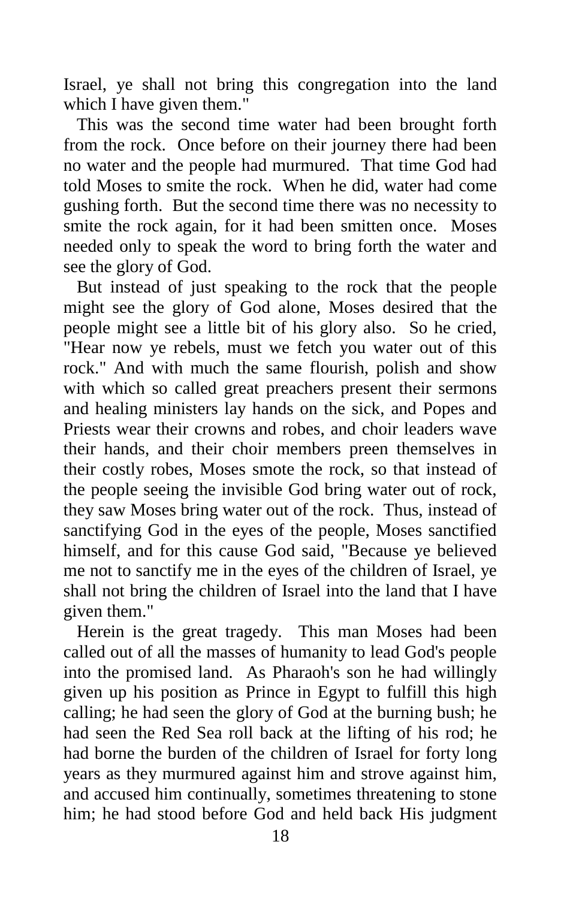Israel, ye shall not bring this congregation into the land which I have given them."

This was the second time water had been brought forth from the rock. Once before on their journey there had been no water and the people had murmured. That time God had told Moses to smite the rock. When he did, water had come gushing forth. But the second time there was no necessity to smite the rock again, for it had been smitten once. Moses needed only to speak the word to bring forth the water and see the glory of God.

But instead of just speaking to the rock that the people might see the glory of God alone, Moses desired that the people might see a little bit of his glory also. So he cried, "Hear now ye rebels, must we fetch you water out of this rock." And with much the same flourish, polish and show with which so called great preachers present their sermons and healing ministers lay hands on the sick, and Popes and Priests wear their crowns and robes, and choir leaders wave their hands, and their choir members preen themselves in their costly robes, Moses smote the rock, so that instead of the people seeing the invisible God bring water out of rock, they saw Moses bring water out of the rock. Thus, instead of sanctifying God in the eyes of the people, Moses sanctified himself, and for this cause God said, "Because ye believed me not to sanctify me in the eyes of the children of Israel, ye shall not bring the children of Israel into the land that I have given them."

Herein is the great tragedy. This man Moses had been called out of all the masses of humanity to lead God's people into the promised land. As Pharaoh's son he had willingly given up his position as Prince in Egypt to fulfill this high calling; he had seen the glory of God at the burning bush; he had seen the Red Sea roll back at the lifting of his rod; he had borne the burden of the children of Israel for forty long years as they murmured against him and strove against him, and accused him continually, sometimes threatening to stone him; he had stood before God and held back His judgment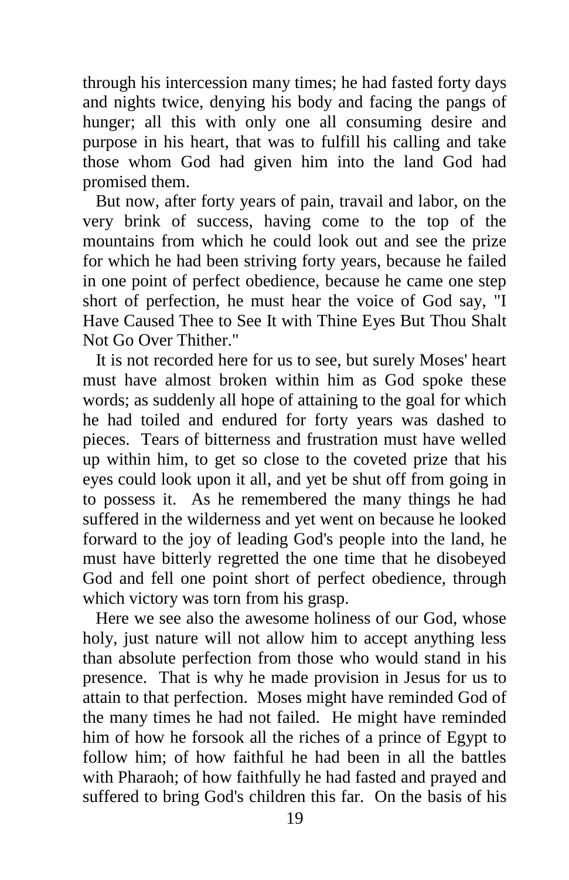through his intercession many times; he had fasted forty days and nights twice, denying his body and facing the pangs of hunger; all this with only one all consuming desire and purpose in his heart, that was to fulfill his calling and take those whom God had given him into the land God had promised them.

But now, after forty years of pain, travail and labor, on the very brink of success, having come to the top of the mountains from which he could look out and see the prize for which he had been striving forty years, because he failed in one point of perfect obedience, because he came one step short of perfection, he must hear the voice of God say, "I Have Caused Thee to See It with Thine Eyes But Thou Shalt Not Go Over Thither."

It is not recorded here for us to see, but surely Moses' heart must have almost broken within him as God spoke these words; as suddenly all hope of attaining to the goal for which he had toiled and endured for forty years was dashed to pieces. Tears of bitterness and frustration must have welled up within him, to get so close to the coveted prize that his eyes could look upon it all, and yet be shut off from going in to possess it. As he remembered the many things he had suffered in the wilderness and yet went on because he looked forward to the joy of leading God's people into the land, he must have bitterly regretted the one time that he disobeyed God and fell one point short of perfect obedience, through which victory was torn from his grasp.

Here we see also the awesome holiness of our God, whose holy, just nature will not allow him to accept anything less than absolute perfection from those who would stand in his presence. That is why he made provision in Jesus for us to attain to that perfection. Moses might have reminded God of the many times he had not failed. He might have reminded him of how he forsook all the riches of a prince of Egypt to follow him; of how faithful he had been in all the battles with Pharaoh; of how faithfully he had fasted and prayed and suffered to bring God's children this far. On the basis of his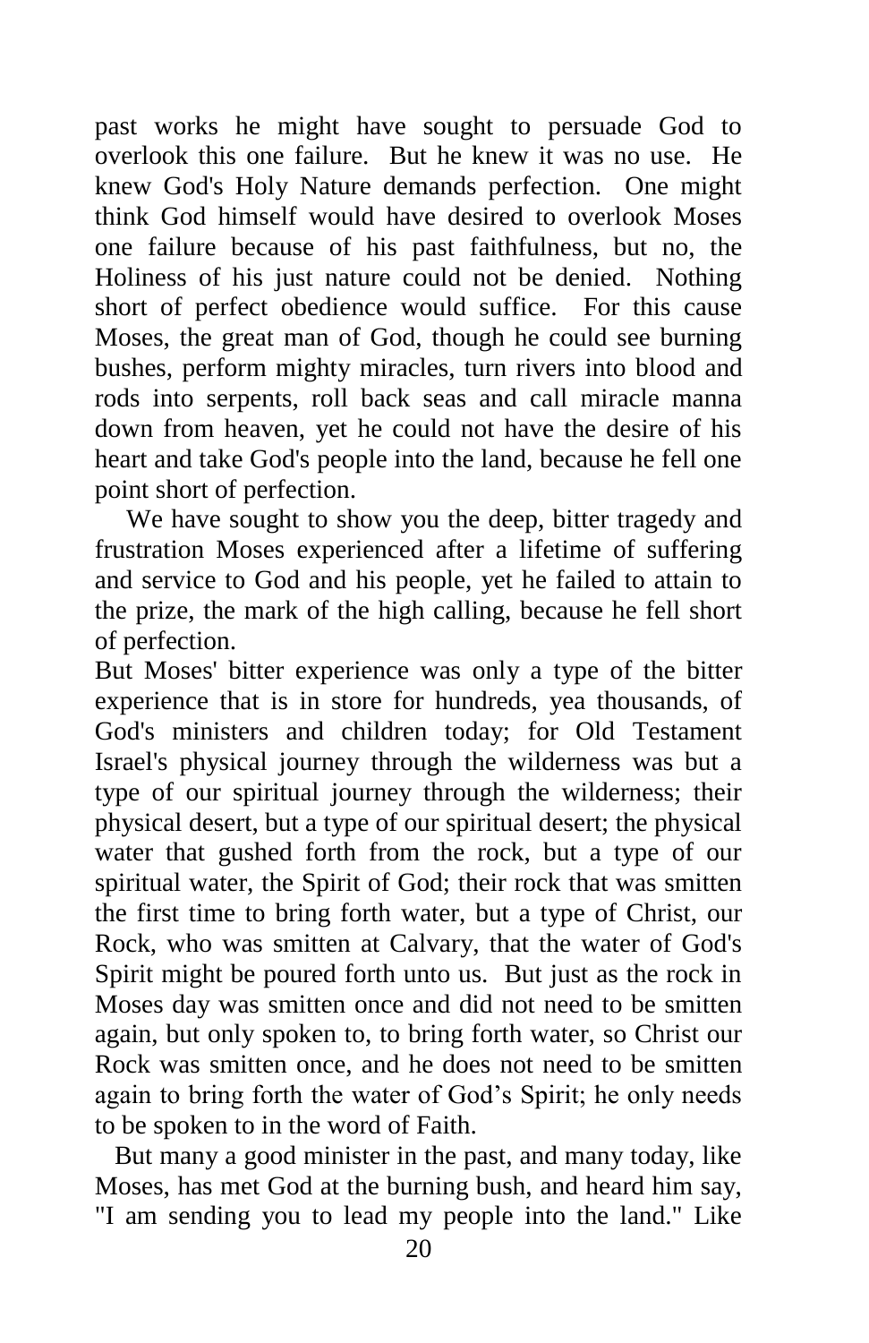past works he might have sought to persuade God to overlook this one failure. But he knew it was no use. He knew God's Holy Nature demands perfection. One might think God himself would have desired to overlook Moses one failure because of his past faithfulness, but no, the Holiness of his just nature could not be denied. Nothing short of perfect obedience would suffice. For this cause Moses, the great man of God, though he could see burning bushes, perform mighty miracles, turn rivers into blood and rods into serpents, roll back seas and call miracle manna down from heaven, yet he could not have the desire of his heart and take God's people into the land, because he fell one point short of perfection.

We have sought to show you the deep, bitter tragedy and frustration Moses experienced after a lifetime of suffering and service to God and his people, yet he failed to attain to the prize, the mark of the high calling, because he fell short of perfection.

But Moses' bitter experience was only a type of the bitter experience that is in store for hundreds, yea thousands, of God's ministers and children today; for Old Testament Israel's physical journey through the wilderness was but a type of our spiritual journey through the wilderness; their physical desert, but a type of our spiritual desert; the physical water that gushed forth from the rock, but a type of our spiritual water, the Spirit of God; their rock that was smitten the first time to bring forth water, but a type of Christ, our Rock, who was smitten at Calvary, that the water of God's Spirit might be poured forth unto us. But just as the rock in Moses day was smitten once and did not need to be smitten again, but only spoken to, to bring forth water, so Christ our Rock was smitten once, and he does not need to be smitten again to bring forth the water of God's Spirit; he only needs to be spoken to in the word of Faith.

But many a good minister in the past, and many today, like Moses, has met God at the burning bush, and heard him say, "I am sending you to lead my people into the land." Like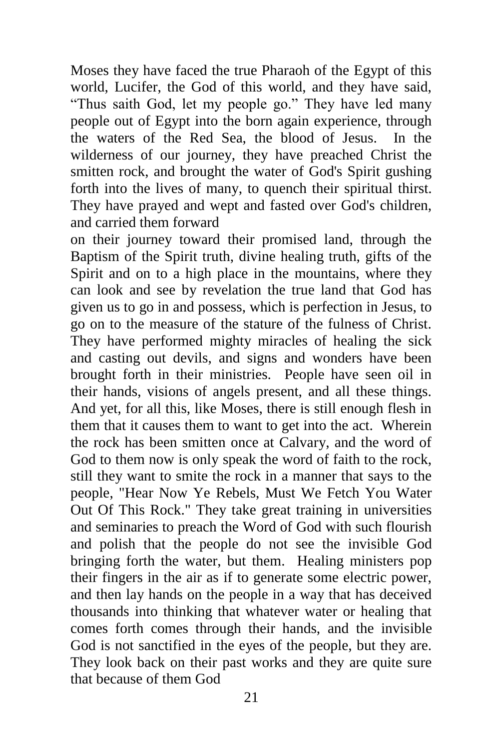Moses they have faced the true Pharaoh of the Egypt of this world, Lucifer, the God of this world, and they have said, "Thus saith God, let my people go." They have led many people out of Egypt into the born again experience, through the waters of the Red Sea, the blood of Jesus. In the wilderness of our journey, they have preached Christ the smitten rock, and brought the water of God's Spirit gushing forth into the lives of many, to quench their spiritual thirst. They have prayed and wept and fasted over God's children, and carried them forward on their journey toward their promised land, through the Baptism of the Spirit truth, divine healing truth, gifts of the Spirit and on to a high place in the mountains, where they can look and see by revelation the true land that God has given us to go in and possess, which is perfection in Jesus, to go on to the measure of the stature of the fulness of Christ. They have performed mighty miracles of healing the sick and casting out devils, and signs and wonders have been brought forth in their ministries. People have seen oil in their hands, visions of angels present, and all these things. And yet, for all this, like Moses, there is still enough flesh in them that it causes them to want to get into the act. Wherein the rock has been smitten once at Calvary, and the word of God to them now is only speak the word of faith to the rock, still they want to smite the rock in a manner that says to the people, "Hear Now Ye Rebels, Must We Fetch You Water Out Of This Rock." They take great training in universities and seminaries to preach the Word of God with such flourish and polish that the people do not see the invisible God bringing forth the water, but them. Healing ministers pop their fingers in the air as if to generate some electric power, and then lay hands on the people in a way that has deceived thousands into thinking that whatever water or healing that comes forth comes through their hands, and the invisible God is not sanctified in the eyes of the people, but they are. They look back on their past works and they are quite sure that because of them God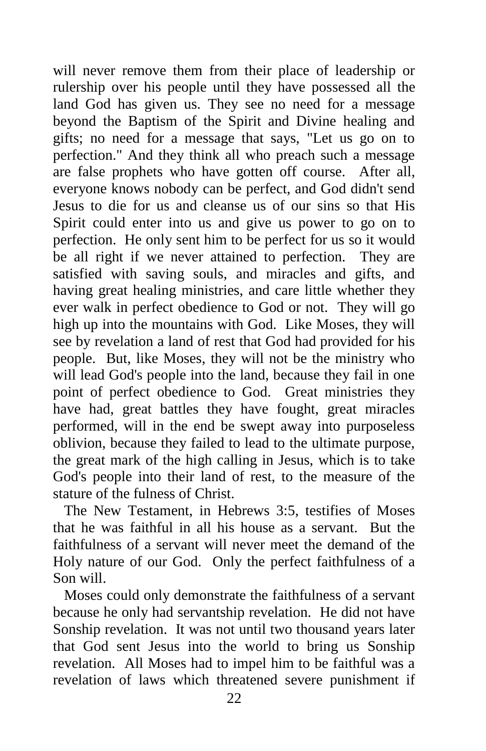will never remove them from their place of leadership or rulership over his people until they have possessed all the land God has given us. They see no need for a message beyond the Baptism of the Spirit and Divine healing and gifts; no need for a message that says, "Let us go on to perfection." And they think all who preach such a message are false prophets who have gotten off course. After all, everyone knows nobody can be perfect, and God didn't send Jesus to die for us and cleanse us of our sins so that His Spirit could enter into us and give us power to go on to perfection. He only sent him to be perfect for us so it would be all right if we never attained to perfection. They are satisfied with saving souls, and miracles and gifts, and having great healing ministries, and care little whether they ever walk in perfect obedience to God or not. They will go high up into the mountains with God. Like Moses, they will see by revelation a land of rest that God had provided for his people. But, like Moses, they will not be the ministry who will lead God's people into the land, because they fail in one point of perfect obedience to God. Great ministries they have had, great battles they have fought, great miracles performed, will in the end be swept away into purposeless oblivion, because they failed to lead to the ultimate purpose, the great mark of the high calling in Jesus, which is to take God's people into their land of rest, to the measure of the stature of the fulness of Christ.

The New Testament, in Hebrews 3:5, testifies of Moses that he was faithful in all his house as a servant. But the faithfulness of a servant will never meet the demand of the Holy nature of our God. Only the perfect faithfulness of a Son will.

Moses could only demonstrate the faithfulness of a servant because he only had servantship revelation. He did not have Sonship revelation. It was not until two thousand years later that God sent Jesus into the world to bring us Sonship revelation. All Moses had to impel him to be faithful was a revelation of laws which threatened severe punishment if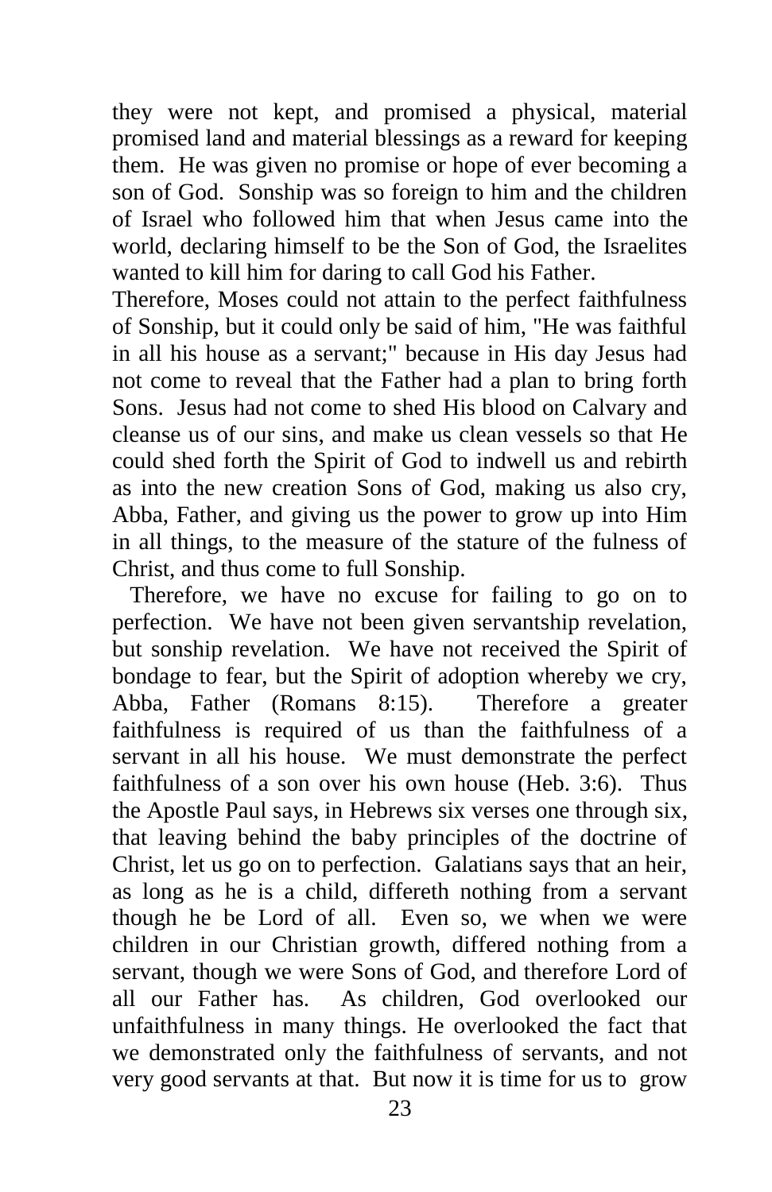they were not kept, and promised a physical, material promised land and material blessings as a reward for keeping them. He was given no promise or hope of ever becoming a son of God. Sonship was so foreign to him and the children of Israel who followed him that when Jesus came into the world, declaring himself to be the Son of God, the Israelites wanted to kill him for daring to call God his Father.

Therefore, Moses could not attain to the perfect faithfulness of Sonship, but it could only be said of him, "He was faithful in all his house as a servant;" because in His day Jesus had not come to reveal that the Father had a plan to bring forth Sons. Jesus had not come to shed His blood on Calvary and cleanse us of our sins, and make us clean vessels so that He could shed forth the Spirit of God to indwell us and rebirth as into the new creation Sons of God, making us also cry, Abba, Father, and giving us the power to grow up into Him in all things, to the measure of the stature of the fulness of Christ, and thus come to full Sonship.

Therefore, we have no excuse for failing to go on to perfection. We have not been given servantship revelation, but sonship revelation. We have not received the Spirit of bondage to fear, but the Spirit of adoption whereby we cry, Abba, Father (Romans 8:15). Therefore a greater faithfulness is required of us than the faithfulness of a servant in all his house. We must demonstrate the perfect faithfulness of a son over his own house (Heb. 3:6). Thus the Apostle Paul says, in Hebrews six verses one through six, that leaving behind the baby principles of the doctrine of Christ, let us go on to perfection. Galatians says that an heir, as long as he is a child, differeth nothing from a servant though he be Lord of all. Even so, we when we were children in our Christian growth, differed nothing from a servant, though we were Sons of God, and therefore Lord of all our Father has. As children, God overlooked our unfaithfulness in many things. He overlooked the fact that we demonstrated only the faithfulness of servants, and not very good servants at that. But now it is time for us to grow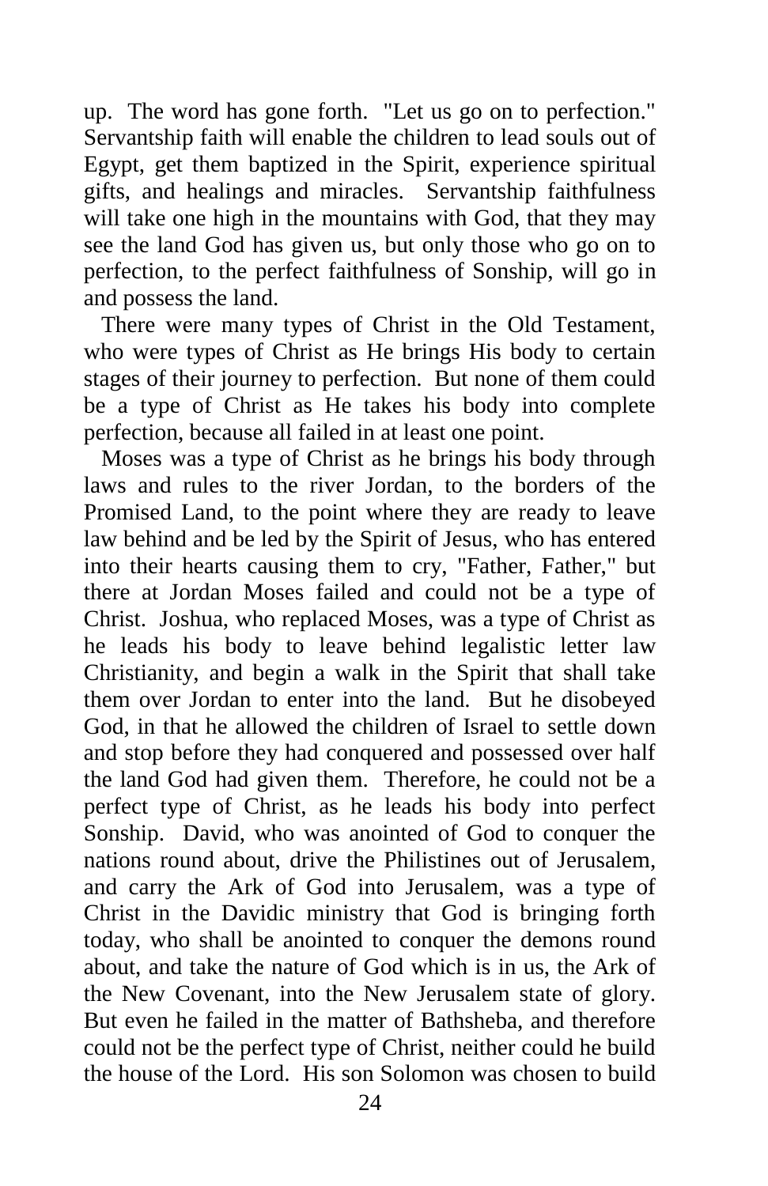up. The word has gone forth. "Let us go on to perfection." Servantship faith will enable the children to lead souls out of Egypt, get them baptized in the Spirit, experience spiritual gifts, and healings and miracles. Servantship faithfulness will take one high in the mountains with God, that they may see the land God has given us, but only those who go on to perfection, to the perfect faithfulness of Sonship, will go in and possess the land.

There were many types of Christ in the Old Testament, who were types of Christ as He brings His body to certain stages of their journey to perfection. But none of them could be a type of Christ as He takes his body into complete perfection, because all failed in at least one point.

Moses was a type of Christ as he brings his body through laws and rules to the river Jordan, to the borders of the Promised Land, to the point where they are ready to leave law behind and be led by the Spirit of Jesus, who has entered into their hearts causing them to cry, "Father, Father," but there at Jordan Moses failed and could not be a type of Christ. Joshua, who replaced Moses, was a type of Christ as he leads his body to leave behind legalistic letter law Christianity, and begin a walk in the Spirit that shall take them over Jordan to enter into the land. But he disobeyed God, in that he allowed the children of Israel to settle down and stop before they had conquered and possessed over half the land God had given them. Therefore, he could not be a perfect type of Christ, as he leads his body into perfect Sonship. David, who was anointed of God to conquer the nations round about, drive the Philistines out of Jerusalem, and carry the Ark of God into Jerusalem, was a type of Christ in the Davidic ministry that God is bringing forth today, who shall be anointed to conquer the demons round about, and take the nature of God which is in us, the Ark of the New Covenant, into the New Jerusalem state of glory. But even he failed in the matter of Bathsheba, and therefore could not be the perfect type of Christ, neither could he build the house of the Lord. His son Solomon was chosen to build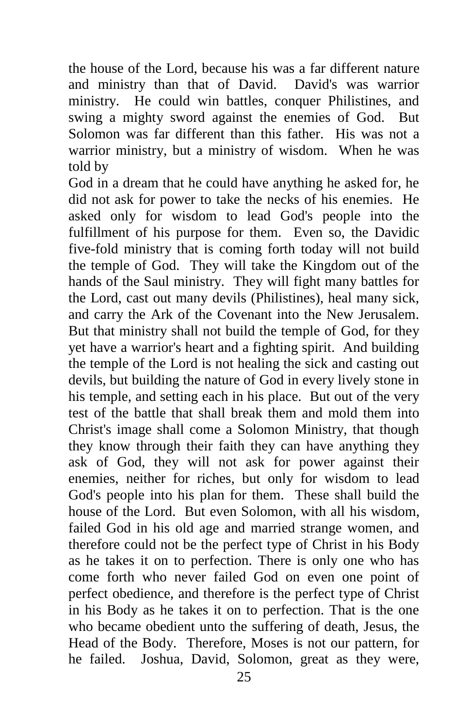the house of the Lord, because his was a far different nature and ministry than that of David. David's was warrior ministry. He could win battles, conquer Philistines, and swing a mighty sword against the enemies of God. But Solomon was far different than this father. His was not a warrior ministry, but a ministry of wisdom. When he was told by
God in a dream that he could have anything he asked for, he did not ask for power to take the necks of his enemies. He asked only for wisdom to lead God's people into the fulfillment of his purpose for them. Even so, the Davidic five-fold ministry that is coming forth today will not build the temple of God. They will take the Kingdom out of the hands of the Saul ministry. They will fight many battles for the Lord, cast out many devils (Philistines), heal many sick, and carry the Ark of the Covenant into the New Jerusalem. But that ministry shall not build the temple of God, for they yet have a warrior's heart and a fighting spirit. And building the temple of the Lord is not healing the sick and casting out devils, but building the nature of God in every lively stone in his temple, and setting each in his place. But out of the very test of the battle that shall break them and mold them into Christ's image shall come a Solomon Ministry, that though they know through their faith they can have anything they ask of God, they will not ask for power against their enemies, neither for riches, but only for wisdom to lead God's people into his plan for them. These shall build the house of the Lord. But even Solomon, with all his wisdom, failed God in his old age and married strange women, and therefore could not be the perfect type of Christ in his Body as he takes it on to perfection. There is only one who has come forth who never failed God on even one point of perfect obedience, and therefore is the perfect type of Christ in his Body as he takes it on to perfection. That is the one who became obedient unto the suffering of death, Jesus, the Head of the Body. Therefore, Moses is not our pattern, for he failed. Joshua, David, Solomon, great as they were,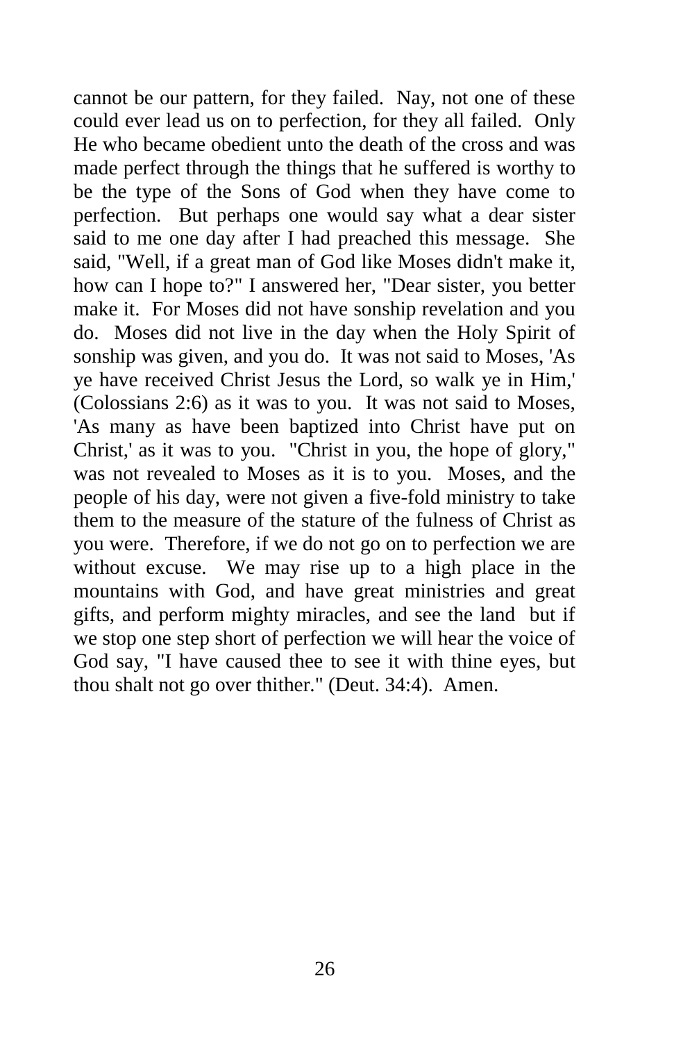cannot be our pattern, for they failed. Nay, not one of these could ever lead us on to perfection, for they all failed. Only He who became obedient unto the death of the cross and was made perfect through the things that he suffered is worthy to be the type of the Sons of God when they have come to perfection. But perhaps one would say what a dear sister said to me one day after I had preached this message. She said, "Well, if a great man of God like Moses didn't make it, how can I hope to?" I answered her, "Dear sister, you better make it. For Moses did not have sonship revelation and you do. Moses did not live in the day when the Holy Spirit of sonship was given, and you do. It was not said to Moses, 'As ye have received Christ Jesus the Lord, so walk ye in Him,' (Colossians 2:6) as it was to you. It was not said to Moses, 'As many as have been baptized into Christ have put on Christ,' as it was to you. "Christ in you, the hope of glory," was not revealed to Moses as it is to you. Moses, and the people of his day, were not given a five-fold ministry to take them to the measure of the stature of the fulness of Christ as you were. Therefore, if we do not go on to perfection we are without excuse. We may rise up to a high place in the mountains with God, and have great ministries and great gifts, and perform mighty miracles, and see the land but if we stop one step short of perfection we will hear the voice of God say, "I have caused thee to see it with thine eyes, but thou shalt not go over thither." (Deut. 34:4). Amen.